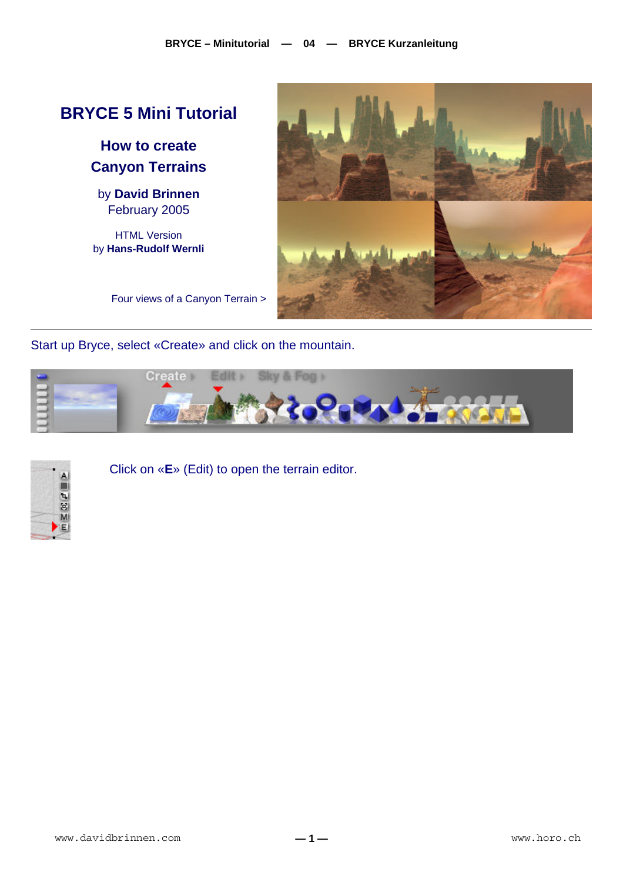# BRYCE 5 Mini Tutorial

## How to create Canyon Terrains

by **David Brinnen**
February 2005

HTML Version
by **Hans-Rudolf Wernli**

Four views of a Canyon Terrain >

Start up Bryce, select «Create» and click on the mountain.

Click on «**E**» (Edit) to open the terrain editor.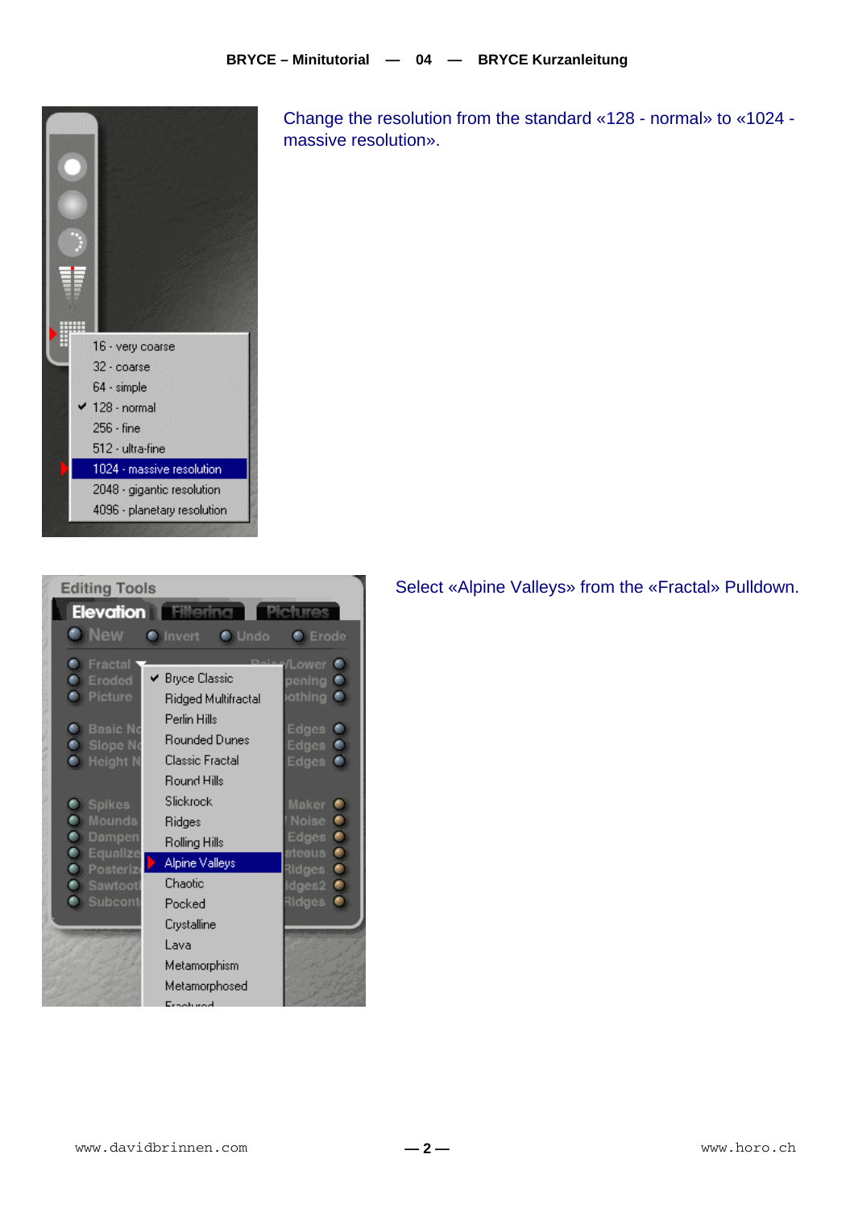Change the resolution from the standard «128 - normal» to «1024 - massive resolution».

Select «Alpine Valleys» from the «Fractal» Pulldown.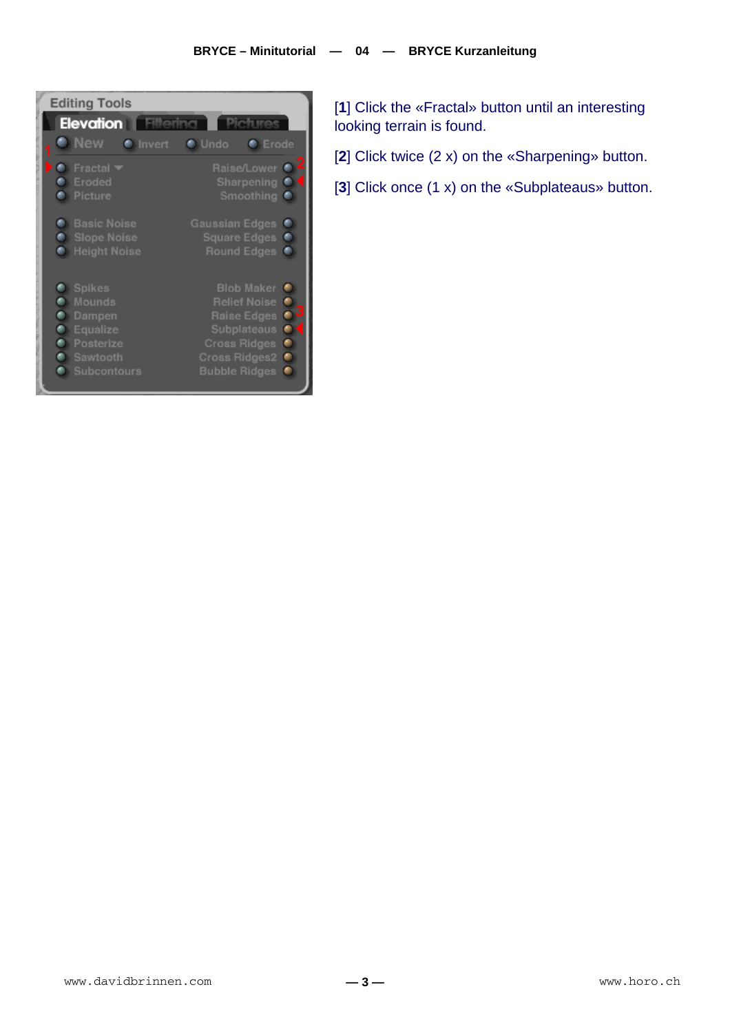[1] Click the «Fractal» button until an interesting looking terrain is found.

[2] Click twice (2 x) on the «Sharpening» button.

[3] Click once (1 x) on the «Subplateaus» button.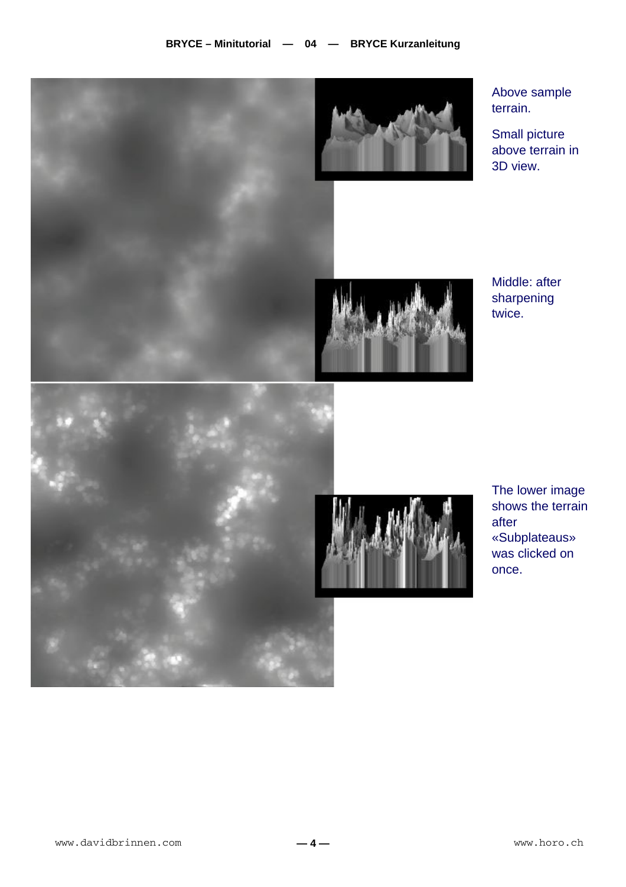Above sample terrain.

Small picture above terrain in 3D view.

Middle: after sharpening twice.

The lower image shows the terrain after «Subplateaus» was clicked on once.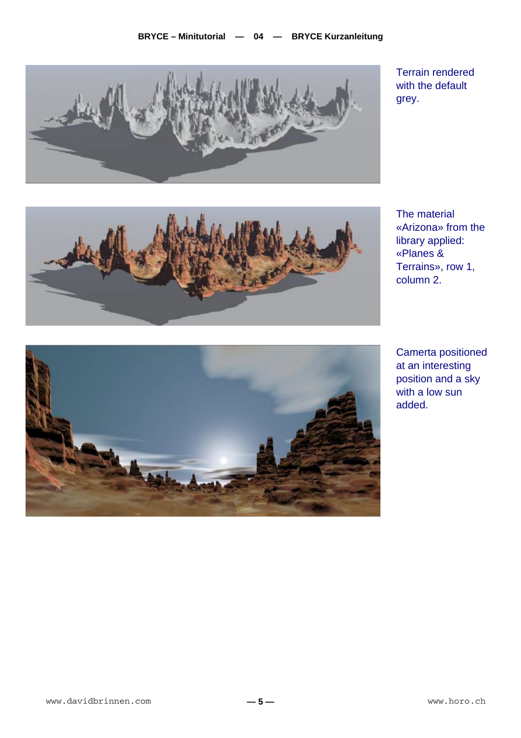Terrain rendered with the default grey.

The material «Arizona» from the library applied: «Planes & Terrains», row 1, column 2.

Camerta positioned at an interesting position and a sky with a low sun added.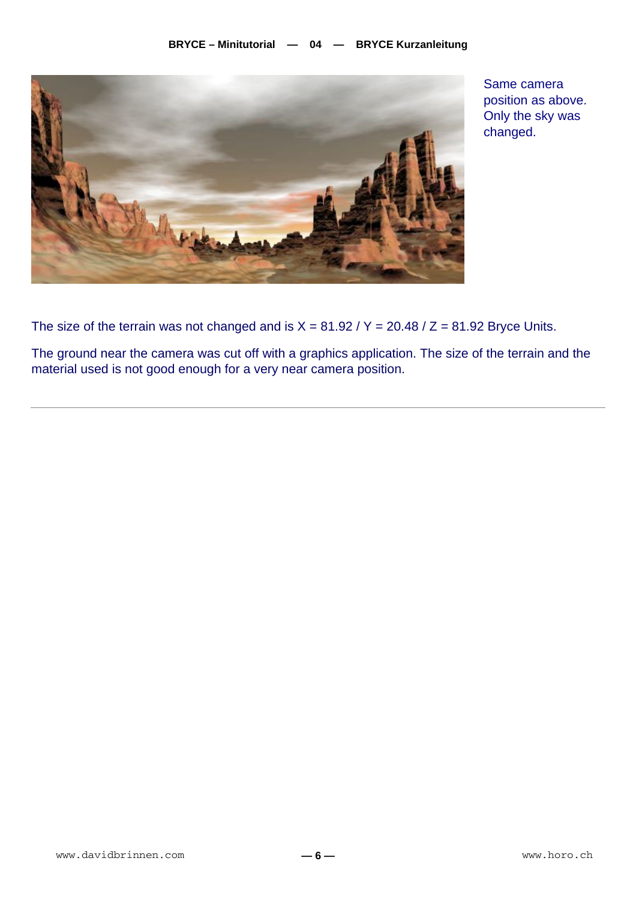Same camera position as above. Only the sky was changed.

The size of the terrain was not changed and is X = 81.92 / Y = 20.48 / Z = 81.92 Bryce Units.

The ground near the camera was cut off with a graphics application. The size of the terrain and the material used is not good enough for a very near camera position.